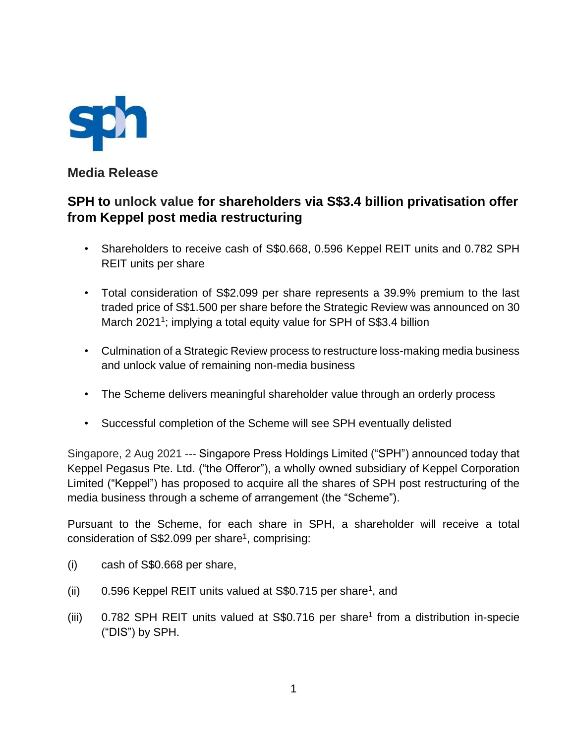**Media Release**

## SPH to unlock value for shareholders via S$3.4 billion privatisation offer from Keppel post media restructuring

- Shareholders to receive cash of S$0.668, 0.596 Keppel REIT units and 0.782 SPH REIT units per share
- Total consideration of S$2.099 per share represents a 39.9% premium to the last traded price of S$1.500 per share before the Strategic Review was announced on 30 March 2021[1]; implying a total equity value for SPH of S$3.4 billion
- Culmination of a Strategic Review process to restructure loss-making media business and unlock value of remaining non-media business
- The Scheme delivers meaningful shareholder value through an orderly process
- Successful completion of the Scheme will see SPH eventually delisted

Singapore, 2 Aug 2021 --- Singapore Press Holdings Limited ("SPH") announced today that Keppel Pegasus Pte. Ltd. ("the Offeror"), a wholly owned subsidiary of Keppel Corporation Limited ("Keppel") has proposed to acquire all the shares of SPH post restructuring of the media business through a scheme of arrangement (the "Scheme").

Pursuant to the Scheme, for each share in SPH, a shareholder will receive a total consideration of S$2.099 per share[1], comprising:

(i) cash of S$0.668 per share,

(ii) 0.596 Keppel REIT units valued at S$0.715 per share[1], and

(iii) 0.782 SPH REIT units valued at S$0.716 per share[1] from a distribution in-specie ("DIS") by SPH.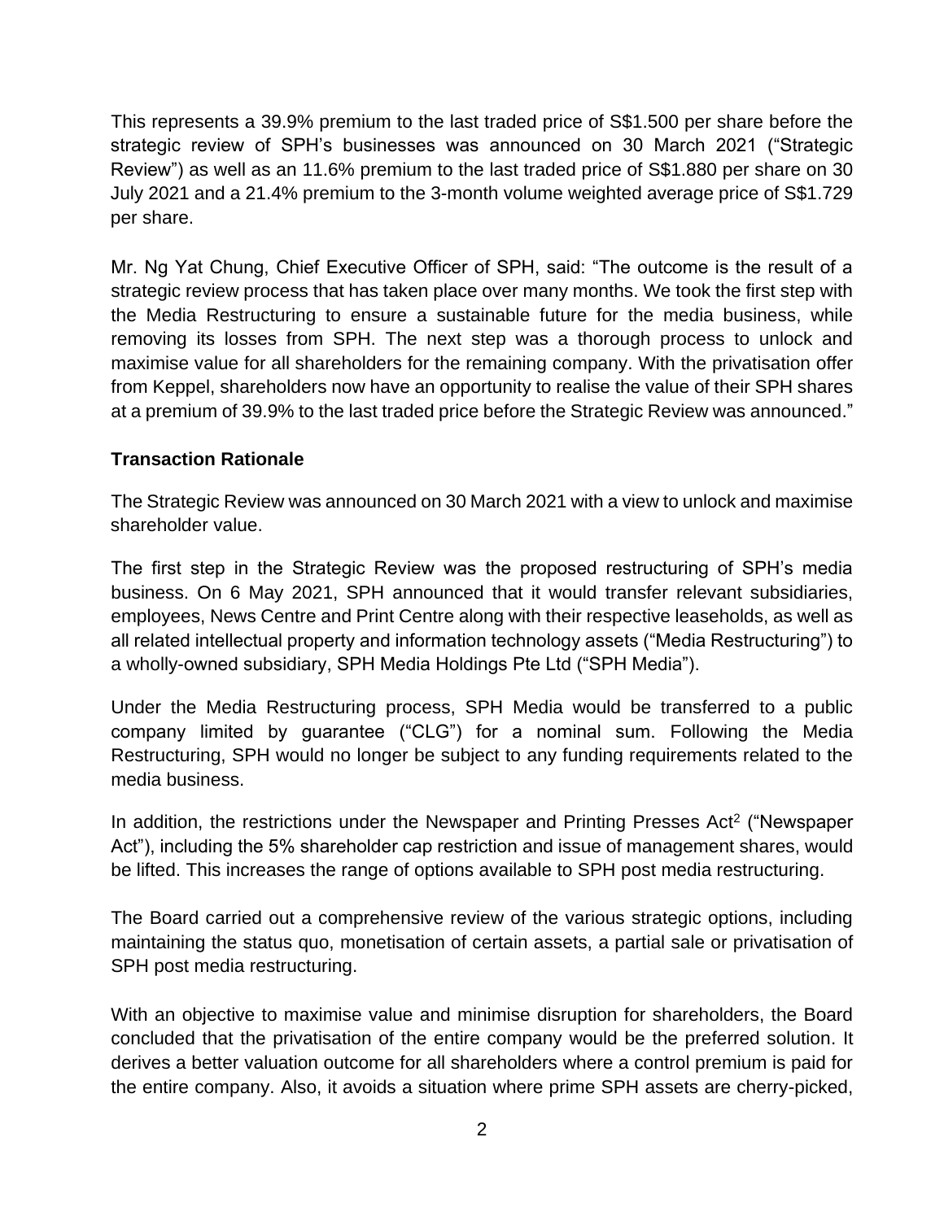This represents a 39.9% premium to the last traded price of S$1.500 per share before the strategic review of SPH's businesses was announced on 30 March 2021 ("Strategic Review") as well as an 11.6% premium to the last traded price of S$1.880 per share on 30 July 2021 and a 21.4% premium to the 3-month volume weighted average price of S$1.729 per share.

Mr. Ng Yat Chung, Chief Executive Officer of SPH, said: "The outcome is the result of a strategic review process that has taken place over many months. We took the first step with the Media Restructuring to ensure a sustainable future for the media business, while removing its losses from SPH. The next step was a thorough process to unlock and maximise value for all shareholders for the remaining company. With the privatisation offer from Keppel, shareholders now have an opportunity to realise the value of their SPH shares at a premium of 39.9% to the last traded price before the Strategic Review was announced."

**Transaction Rationale**

The Strategic Review was announced on 30 March 2021 with a view to unlock and maximise shareholder value.

The first step in the Strategic Review was the proposed restructuring of SPH's media business. On 6 May 2021, SPH announced that it would transfer relevant subsidiaries, employees, News Centre and Print Centre along with their respective leaseholds, as well as all related intellectual property and information technology assets ("Media Restructuring") to a wholly-owned subsidiary, SPH Media Holdings Pte Ltd ("SPH Media").

Under the Media Restructuring process, SPH Media would be transferred to a public company limited by guarantee ("CLG") for a nominal sum. Following the Media Restructuring, SPH would no longer be subject to any funding requirements related to the media business.

In addition, the restrictions under the Newspaper and Printing Presses Act[2] ("Newspaper Act"), including the 5% shareholder cap restriction and issue of management shares, would be lifted. This increases the range of options available to SPH post media restructuring.

The Board carried out a comprehensive review of the various strategic options, including maintaining the status quo, monetisation of certain assets, a partial sale or privatisation of SPH post media restructuring.

With an objective to maximise value and minimise disruption for shareholders, the Board concluded that the privatisation of the entire company would be the preferred solution. It derives a better valuation outcome for all shareholders where a control premium is paid for the entire company. Also, it avoids a situation where prime SPH assets are cherry-picked,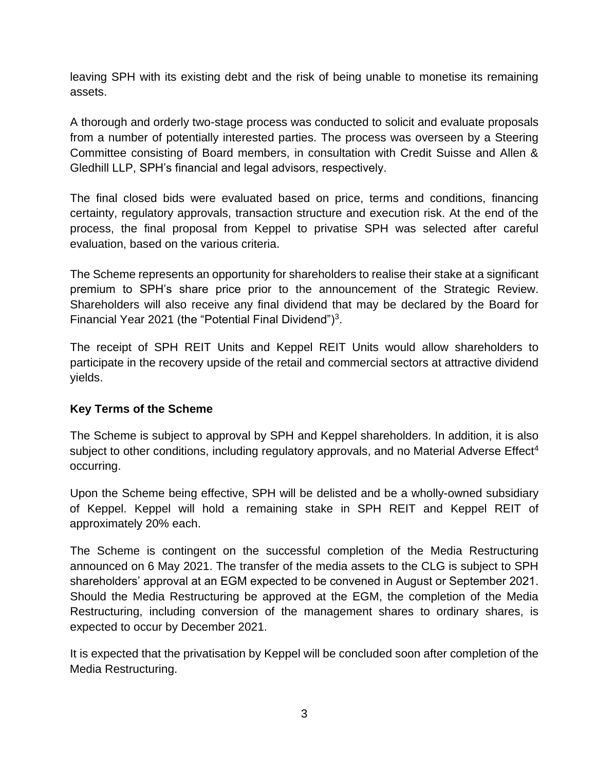leaving SPH with its existing debt and the risk of being unable to monetise its remaining assets.

A thorough and orderly two-stage process was conducted to solicit and evaluate proposals from a number of potentially interested parties. The process was overseen by a Steering Committee consisting of Board members, in consultation with Credit Suisse and Allen & Gledhill LLP, SPH's financial and legal advisors, respectively.

The final closed bids were evaluated based on price, terms and conditions, financing certainty, regulatory approvals, transaction structure and execution risk. At the end of the process, the final proposal from Keppel to privatise SPH was selected after careful evaluation, based on the various criteria.

The Scheme represents an opportunity for shareholders to realise their stake at a significant premium to SPH's share price prior to the announcement of the Strategic Review. Shareholders will also receive any final dividend that may be declared by the Board for Financial Year 2021 (the "Potential Final Dividend")[3].

The receipt of SPH REIT Units and Keppel REIT Units would allow shareholders to participate in the recovery upside of the retail and commercial sectors at attractive dividend yields.

**Key Terms of the Scheme**

The Scheme is subject to approval by SPH and Keppel shareholders. In addition, it is also subject to other conditions, including regulatory approvals, and no Material Adverse Effect[4] occurring.

Upon the Scheme being effective, SPH will be delisted and be a wholly-owned subsidiary of Keppel. Keppel will hold a remaining stake in SPH REIT and Keppel REIT of approximately 20% each.

The Scheme is contingent on the successful completion of the Media Restructuring announced on 6 May 2021. The transfer of the media assets to the CLG is subject to SPH shareholders' approval at an EGM expected to be convened in August or September 2021. Should the Media Restructuring be approved at the EGM, the completion of the Media Restructuring, including conversion of the management shares to ordinary shares, is expected to occur by December 2021.

It is expected that the privatisation by Keppel will be concluded soon after completion of the Media Restructuring.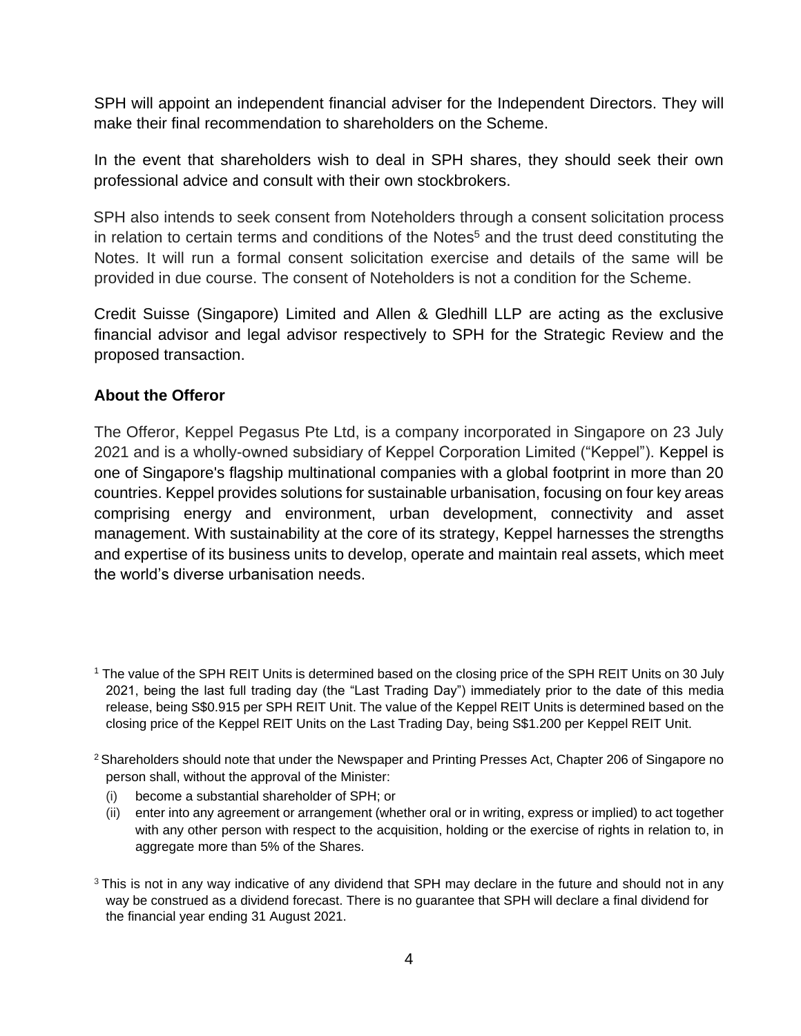SPH will appoint an independent financial adviser for the Independent Directors. They will make their final recommendation to shareholders on the Scheme.

In the event that shareholders wish to deal in SPH shares, they should seek their own professional advice and consult with their own stockbrokers.

SPH also intends to seek consent from Noteholders through a consent solicitation process in relation to certain terms and conditions of the Notes[5] and the trust deed constituting the Notes. It will run a formal consent solicitation exercise and details of the same will be provided in due course. The consent of Noteholders is not a condition for the Scheme.

Credit Suisse (Singapore) Limited and Allen & Gledhill LLP are acting as the exclusive financial advisor and legal advisor respectively to SPH for the Strategic Review and the proposed transaction.

**About the Offeror**

The Offeror, Keppel Pegasus Pte Ltd, is a company incorporated in Singapore on 23 July 2021 and is a wholly-owned subsidiary of Keppel Corporation Limited ("Keppel"). Keppel is one of Singapore's flagship multinational companies with a global footprint in more than 20 countries. Keppel provides solutions for sustainable urbanisation, focusing on four key areas comprising energy and environment, urban development, connectivity and asset management. With sustainability at the core of its strategy, Keppel harnesses the strengths and expertise of its business units to develop, operate and maintain real assets, which meet the world's diverse urbanisation needs.

---

[1] The value of the SPH REIT Units is determined based on the closing price of the SPH REIT Units on 30 July 2021, being the last full trading day (the "Last Trading Day") immediately prior to the date of this media release, being S$0.915 per SPH REIT Unit. The value of the Keppel REIT Units is determined based on the closing price of the Keppel REIT Units on the Last Trading Day, being S$1.200 per Keppel REIT Unit.

[2] Shareholders should note that under the Newspaper and Printing Presses Act, Chapter 206 of Singapore no person shall, without the approval of the Minister:

(i) become a substantial shareholder of SPH; or

(ii) enter into any agreement or arrangement (whether oral or in writing, express or implied) to act together with any other person with respect to the acquisition, holding or the exercise of rights in relation to, in aggregate more than 5% of the Shares.

[3] This is not in any way indicative of any dividend that SPH may declare in the future and should not in any way be construed as a dividend forecast. There is no guarantee that SPH will declare a final dividend for the financial year ending 31 August 2021.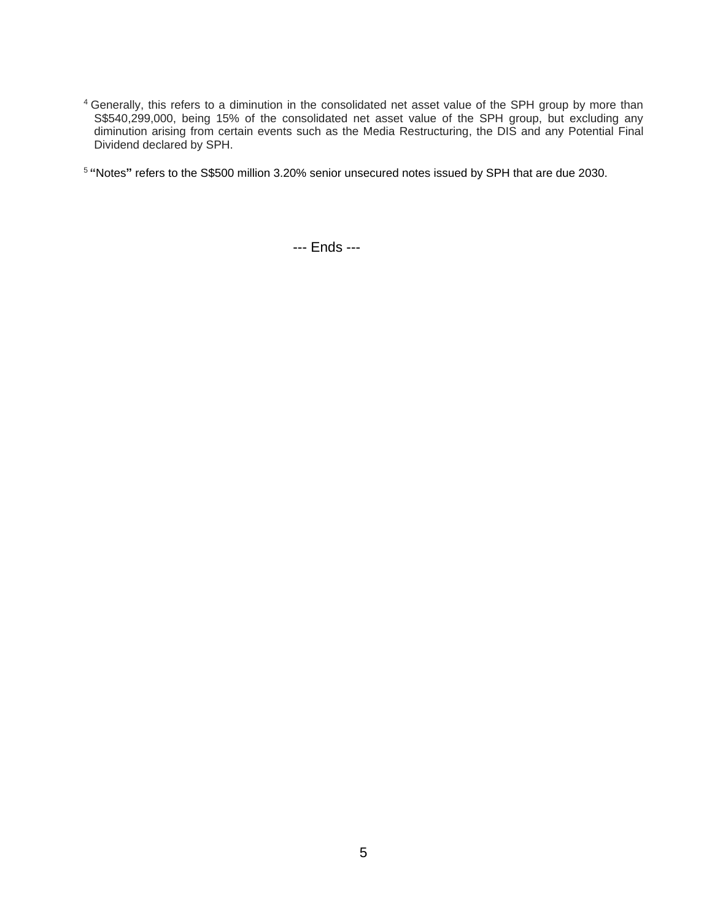[4] Generally, this refers to a diminution in the consolidated net asset value of the SPH group by more than S$540,299,000, being 15% of the consolidated net asset value of the SPH group, but excluding any diminution arising from certain events such as the Media Restructuring, the DIS and any Potential Final Dividend declared by SPH.

[5] **"Notes"** refers to the S$500 million 3.20% senior unsecured notes issued by SPH that are due 2030.

--- Ends ---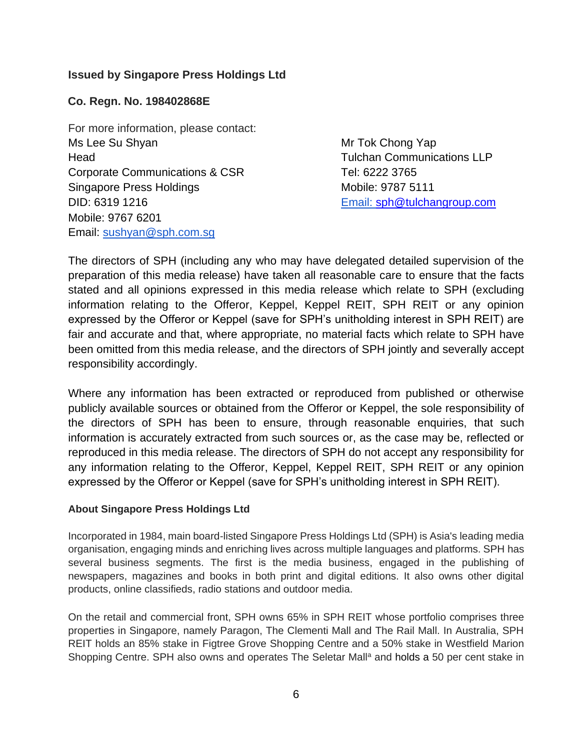**Issued by Singapore Press Holdings Ltd**

**Co. Regn. No. 198402868E**

For more information, please contact:

Ms Lee Su Shyan
Head
Corporate Communications & CSR
Singapore Press Holdings
DID: 6319 1216
Mobile: 9767 6201
Email: sushyan@sph.com.sg

Mr Tok Chong Yap
Tulchan Communications LLP
Tel: 6222 3765
Mobile: 9787 5111
Email: sph@tulchangroup.com

The directors of SPH (including any who may have delegated detailed supervision of the preparation of this media release) have taken all reasonable care to ensure that the facts stated and all opinions expressed in this media release which relate to SPH (excluding information relating to the Offeror, Keppel, Keppel REIT, SPH REIT or any opinion expressed by the Offeror or Keppel (save for SPH's unitholding interest in SPH REIT) are fair and accurate and that, where appropriate, no material facts which relate to SPH have been omitted from this media release, and the directors of SPH jointly and severally accept responsibility accordingly.

Where any information has been extracted or reproduced from published or otherwise publicly available sources or obtained from the Offeror or Keppel, the sole responsibility of the directors of SPH has been to ensure, through reasonable enquiries, that such information is accurately extracted from such sources or, as the case may be, reflected or reproduced in this media release. The directors of SPH do not accept any responsibility for any information relating to the Offeror, Keppel, Keppel REIT, SPH REIT or any opinion expressed by the Offeror or Keppel (save for SPH's unitholding interest in SPH REIT).

**About Singapore Press Holdings Ltd**

Incorporated in 1984, main board-listed Singapore Press Holdings Ltd (SPH) is Asia's leading media organisation, engaging minds and enriching lives across multiple languages and platforms. SPH has several business segments. The first is the media business, engaged in the publishing of newspapers, magazines and books in both print and digital editions. It also owns other digital products, online classifieds, radio stations and outdoor media.

On the retail and commercial front, SPH owns 65% in SPH REIT whose portfolio comprises three properties in Singapore, namely Paragon, The Clementi Mall and The Rail Mall. In Australia, SPH REIT holds an 85% stake in Figtree Grove Shopping Centre and a 50% stake in Westfield Marion Shopping Centre. SPH also owns and operates The Seletar Mall[a] and holds a 50 per cent stake in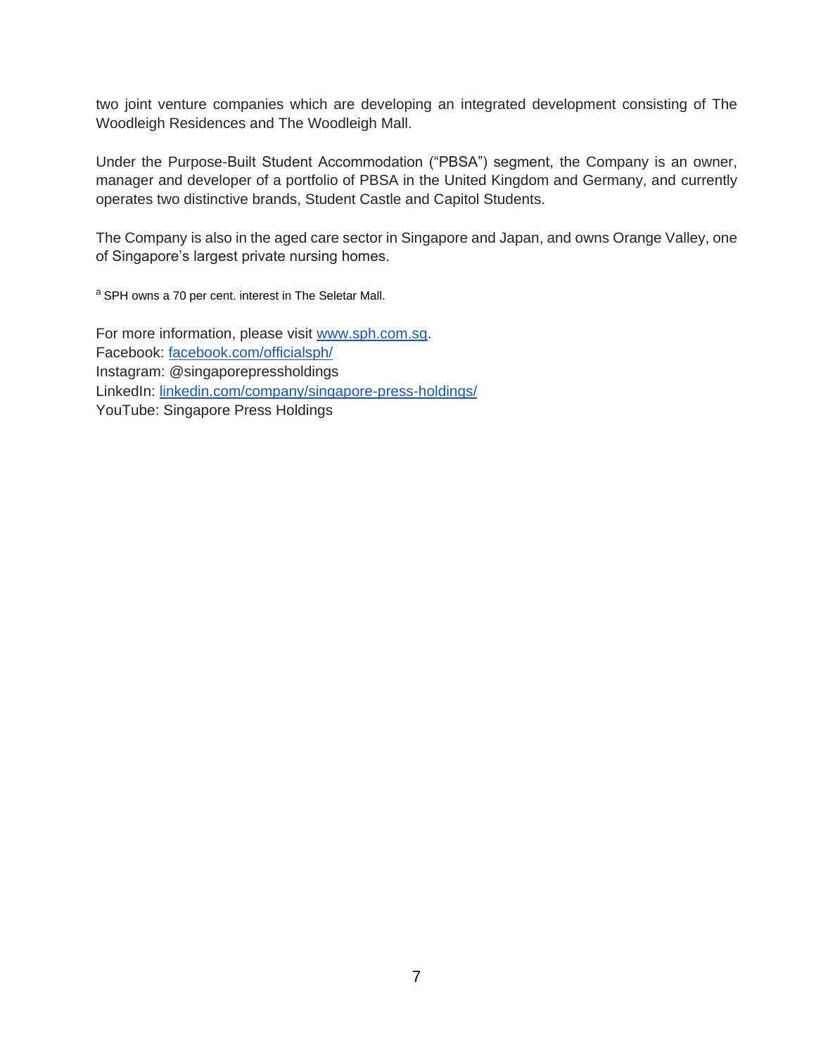two joint venture companies which are developing an integrated development consisting of The Woodleigh Residences and The Woodleigh Mall.

Under the Purpose-Built Student Accommodation ("PBSA") segment, the Company is an owner, manager and developer of a portfolio of PBSA in the United Kingdom and Germany, and currently operates two distinctive brands, Student Castle and Capitol Students.

The Company is also in the aged care sector in Singapore and Japan, and owns Orange Valley, one of Singapore's largest private nursing homes.

[a] SPH owns a 70 per cent. interest in The Seletar Mall.

For more information, please visit [www.sph.com.sg](http://www.sph.com.sg).
Facebook: [facebook.com/officialsph/](https://facebook.com/officialsph/)
Instagram: @singaporepressholdings
LinkedIn: [linkedin.com/company/singapore-press-holdings/](https://linkedin.com/company/singapore-press-holdings/)
YouTube: Singapore Press Holdings